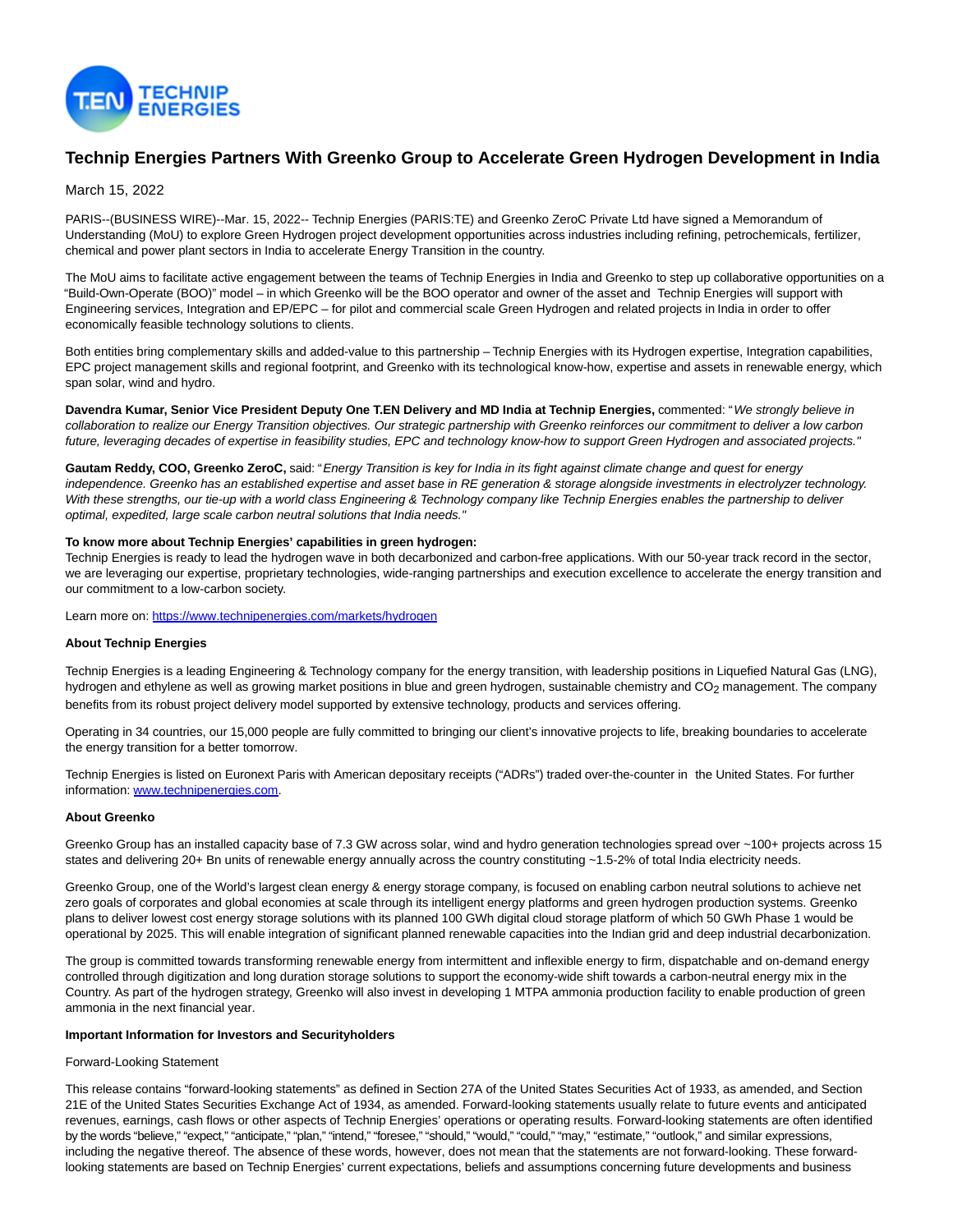# Technip Energies Partners With Greenko Group to Accelerate Green Hydrogen Development in India

March 15, 2022

PARIS--(BUSINESS WIRE)--Mar. 15, 2022-- Technip Energies (PARIS:TE) and Greenko ZeroC Private Ltd have signed a Memorandum of Understanding (MoU) to explore Green Hydrogen project development opportunities across industries including refining, petrochemicals, fertilizer, chemical and power plant sectors in India to accelerate Energy Transition in the country.

The MoU aims to facilitate active engagement between the teams of Technip Energies in India and Greenko to step up collaborative opportunities on a "Build-Own-Operate (BOO)" model – in which Greenko will be the BOO operator and owner of the asset and Technip Energies will support with Engineering services, Integration and EP/EPC – for pilot and commercial scale Green Hydrogen and related projects in India in order to offer economically feasible technology solutions to clients.

Both entities bring complementary skills and added-value to this partnership – Technip Energies with its Hydrogen expertise, Integration capabilities, EPC project management skills and regional footprint, and Greenko with its technological know-how, expertise and assets in renewable energy, which span solar, wind and hydro.

**Davendra Kumar, Senior Vice President Deputy One T.EN Delivery and MD India at Technip Energies,** commented: "*We strongly believe in collaboration to realize our Energy Transition objectives. Our strategic partnership with Greenko reinforces our commitment to deliver a low carbon future, leveraging decades of expertise in feasibility studies, EPC and technology know-how to support Green Hydrogen and associated projects."*

**Gautam Reddy, COO, Greenko ZeroC,** said: "*Energy Transition is key for India in its fight against climate change and quest for energy independence. Greenko has an established expertise and asset base in RE generation & storage alongside investments in electrolyzer technology. With these strengths, our tie-up with a world class Engineering & Technology company like Technip Energies enables the partnership to deliver optimal, expedited, large scale carbon neutral solutions that India needs."*

**To know more about Technip Energies' capabilities in green hydrogen:**
Technip Energies is ready to lead the hydrogen wave in both decarbonized and carbon-free applications. With our 50-year track record in the sector, we are leveraging our expertise, proprietary technologies, wide-ranging partnerships and execution excellence to accelerate the energy transition and our commitment to a low-carbon society.

Learn more on: https://www.technipenergies.com/markets/hydrogen

**About Technip Energies**

Technip Energies is a leading Engineering & Technology company for the energy transition, with leadership positions in Liquefied Natural Gas (LNG), hydrogen and ethylene as well as growing market positions in blue and green hydrogen, sustainable chemistry and $CO_2$ management. The company benefits from its robust project delivery model supported by extensive technology, products and services offering.

Operating in 34 countries, our 15,000 people are fully committed to bringing our client's innovative projects to life, breaking boundaries to accelerate the energy transition for a better tomorrow.

Technip Energies is listed on Euronext Paris with American depositary receipts ("ADRs") traded over-the-counter in the United States. For further information: www.technipenergies.com.

**About Greenko**

Greenko Group has an installed capacity base of 7.3 GW across solar, wind and hydro generation technologies spread over ~100+ projects across 15 states and delivering 20+ Bn units of renewable energy annually across the country constituting ~1.5-2% of total India electricity needs.

Greenko Group, one of the World's largest clean energy & energy storage company, is focused on enabling carbon neutral solutions to achieve net zero goals of corporates and global economies at scale through its intelligent energy platforms and green hydrogen production systems. Greenko plans to deliver lowest cost energy storage solutions with its planned 100 GWh digital cloud storage platform of which 50 GWh Phase 1 would be operational by 2025. This will enable integration of significant planned renewable capacities into the Indian grid and deep industrial decarbonization.

The group is committed towards transforming renewable energy from intermittent and inflexible energy to firm, dispatchable and on-demand energy controlled through digitization and long duration storage solutions to support the economy-wide shift towards a carbon-neutral energy mix in the Country. As part of the hydrogen strategy, Greenko will also invest in developing 1 MTPA ammonia production facility to enable production of green ammonia in the next financial year.

**Important Information for Investors and Securityholders**

Forward-Looking Statement

This release contains "forward-looking statements" as defined in Section 27A of the United States Securities Act of 1933, as amended, and Section 21E of the United States Securities Exchange Act of 1934, as amended. Forward-looking statements usually relate to future events and anticipated revenues, earnings, cash flows or other aspects of Technip Energies' operations or operating results. Forward-looking statements are often identified by the words "believe," "expect," "anticipate," "plan," "intend," "foresee," "should," "would," "could," "may," "estimate," "outlook," and similar expressions, including the negative thereof. The absence of these words, however, does not mean that the statements are not forward-looking. These forward-looking statements are based on Technip Energies' current expectations, beliefs and assumptions concerning future developments and business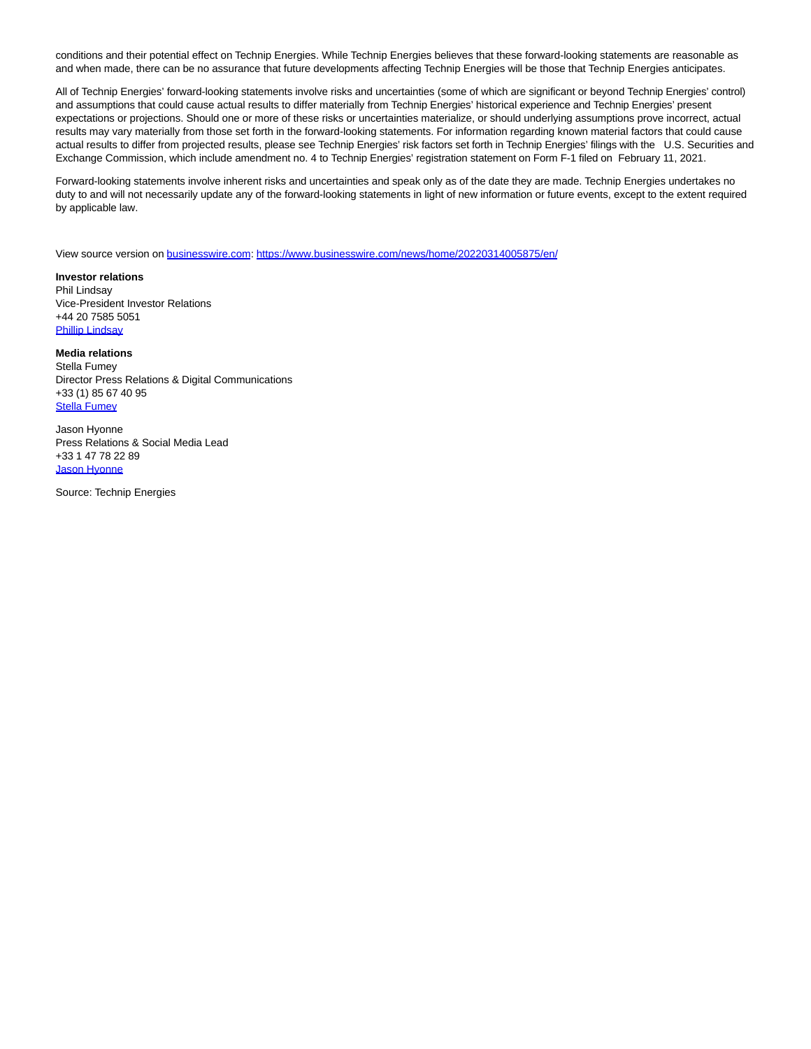conditions and their potential effect on Technip Energies. While Technip Energies believes that these forward-looking statements are reasonable as and when made, there can be no assurance that future developments affecting Technip Energies will be those that Technip Energies anticipates.

All of Technip Energies' forward-looking statements involve risks and uncertainties (some of which are significant or beyond Technip Energies' control) and assumptions that could cause actual results to differ materially from Technip Energies' historical experience and Technip Energies' present expectations or projections. Should one or more of these risks or uncertainties materialize, or should underlying assumptions prove incorrect, actual results may vary materially from those set forth in the forward-looking statements. For information regarding known material factors that could cause actual results to differ from projected results, please see Technip Energies' risk factors set forth in Technip Energies' filings with the U.S. Securities and Exchange Commission, which include amendment no. 4 to Technip Energies' registration statement on Form F-1 filed on February 11, 2021.

Forward-looking statements involve inherent risks and uncertainties and speak only as of the date they are made. Technip Energies undertakes no duty to and will not necessarily update any of the forward-looking statements in light of new information or future events, except to the extent required by applicable law.

View source version on businesswire.com: https://www.businesswire.com/news/home/20220314005875/en/

**Investor relations**
Phil Lindsay
Vice-President Investor Relations
+44 20 7585 5051
Phillip Lindsay

**Media relations**
Stella Fumey
Director Press Relations & Digital Communications
+33 (1) 85 67 40 95
Stella Fumey

Jason Hyonne
Press Relations & Social Media Lead
+33 1 47 78 22 89
Jason Hyonne

Source: Technip Energies